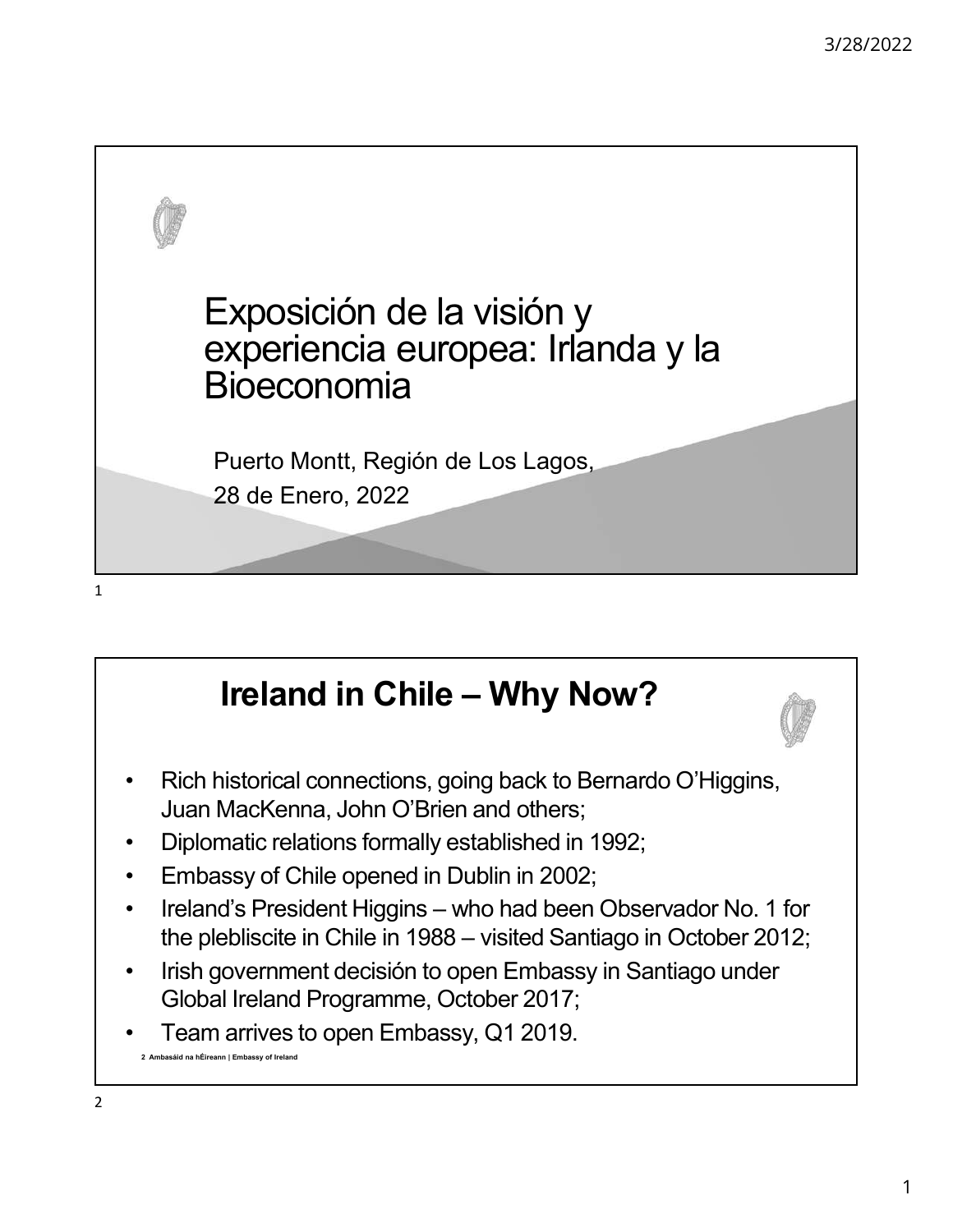# Exposición de la visión y experiencia europea: Irlanda y la Bioeconomia

Puerto Montt, Región de Los Lagos,

28 de Enero, 2022

## Ireland in Chile – Why Now?

- Rich historical connections, going back to Bernardo O'Higgins, Juan MacKenna, John O'Brien and others;
- Diplomatic relations formally established in 1992;
- Embassy of Chile opened in Dublin in 2002;
- Ireland's President Higgins – who had been Observador No. 1 for the plebliscite in Chile in 1988 – visited Santiago in October 2012;
- Irish government decisión to open Embassy in Santiago under Global Ireland Programme, October 2017;
- Team arrives to open Embassy, Q1 2019.

2 Ambasáid na hÉireann | Embassy of Ireland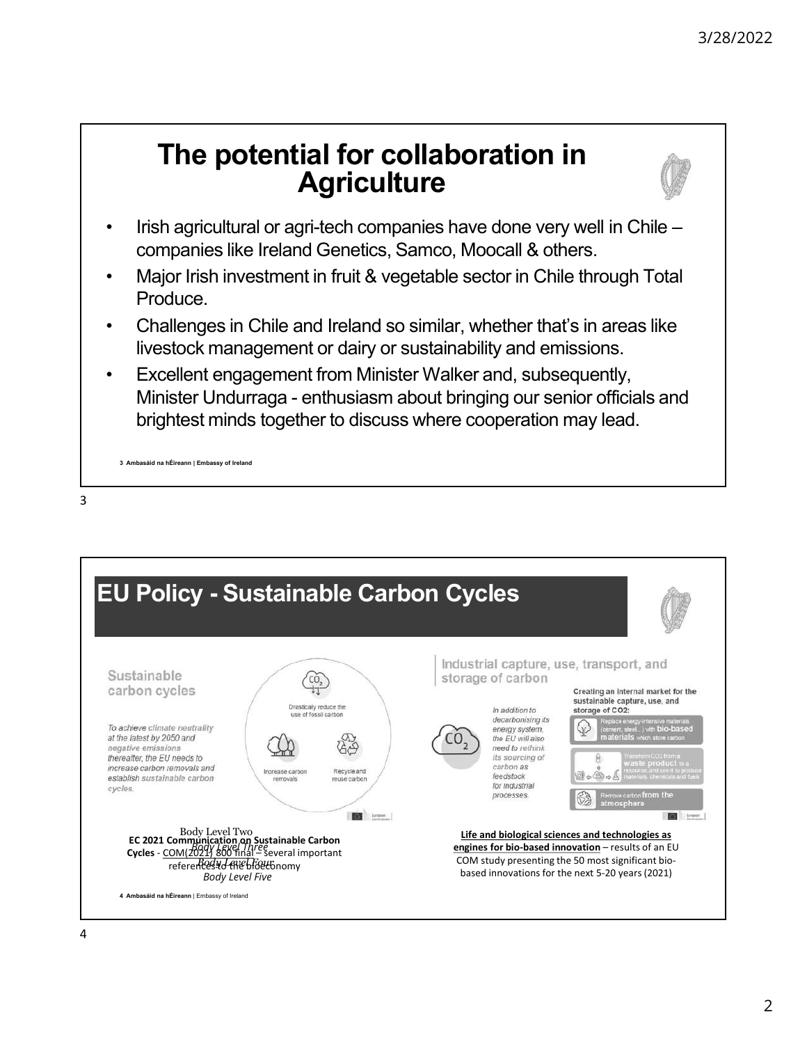# The potential for collaboration in Agriculture

- Irish agricultural or agri-tech companies have done very well in Chile – companies like Ireland Genetics, Samco, Moocall & others.
- Major Irish investment in fruit & vegetable sector in Chile through Total Produce.
- Challenges in Chile and Ireland so similar, whether that's in areas like livestock management or dairy or sustainability and emissions.
- Excellent engagement from Minister Walker and, subsequently, Minister Undurraga - enthusiasm about bringing our senior officials and brightest minds together to discuss where cooperation may lead.

3 Ambasáid na hÉireann | Embassy of Ireland

# EU Policy - Sustainable Carbon Cycles

Sustainable carbon cycles

*To achieve climate neutrality at the latest by 2050 and negative emissions thereafter, the EU needs to increase carbon removals and establish sustainable carbon cycles.*

Drastically reduce the use of fossil carbon

Increase carbon removals

Recycle and reuse carbon

Industrial capture, use, transport, and storage of carbon

*In addition to decarbonising its energy system, the EU will also need to rethink its sourcing of carbon as feedstock for industrial processes.*

Creating an internal market for the sustainable capture, use, and storage of $CO_2$:

- Replace energy-intensive materials (cement, steel...) with **bio-based materials** which store carbon
- Transform $CO_2$ from a **waste product** to a resource, and use it to produce materials, chemicals and fuels
- Remove carbon **from the atmosphere**

**EC 2021 Communication on Sustainable Carbon Cycles** - COM(2021) 800 final – several important references to the bioeconomy

**Life and biological sciences and technologies as engines for bio-based innovation** – results of an EU COM study presenting the 50 most significant bio-based innovations for the next 5-20 years (2021)

4 Ambasáid na hÉireann | Embassy of Ireland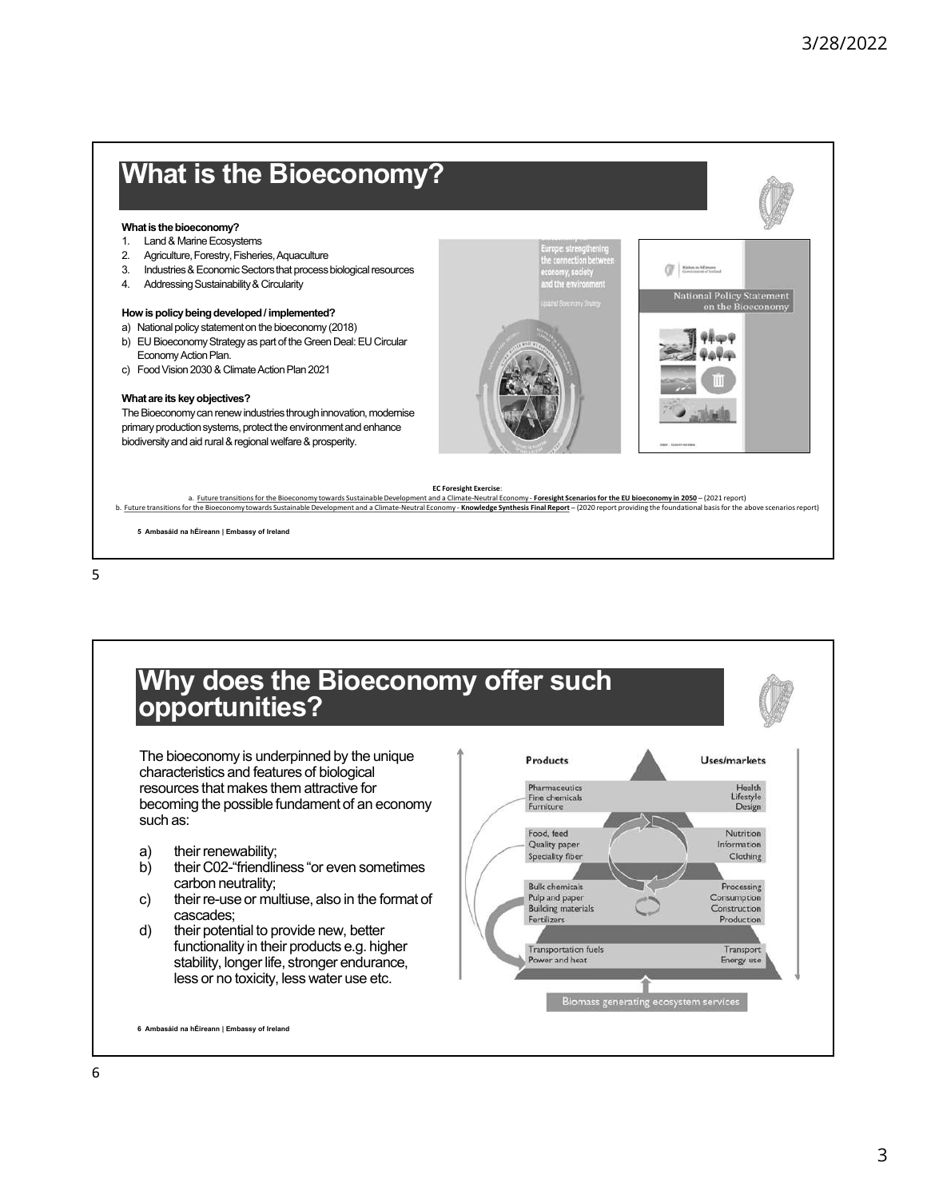# What is the Bioeconomy?

**What is the bioeconomy?**

1. Land & Marine Ecosystems
2. Agriculture, Forestry, Fisheries, Aquaculture
3. Industries & Economic Sectors that process biological resources
4. Addressing Sustainability & Circularity

**How is policy being developed / implemented?**

a) National policy statement on the bioeconomy (2018)
b) EU Bioeconomy Strategy as part of the Green Deal: EU Circular Economy Action Plan.
c) Food Vision 2030 & Climate Action Plan 2021

**What are its key objectives?**

The Bioeconomy can renew industries through innovation, modernise primary production systems, protect the environment and enhance biodiversity and aid rural & regional welfare & prosperity.

**EC Foresight Exercise**:

a. Future transitions for the Bioeconomy towards Sustainable Development and a Climate-Neutral Economy - **Foresight Scenarios for the EU bioeconomy in 2050** – (2021 report)
b. Future transitions for the Bioeconomy towards Sustainable Development and a Climate-Neutral Economy - **Knowledge Synthesis Final Report** – (2020 report providing the foundational basis for the above scenarios report)

**5 Ambasáid na hÉireann | Embassy of Ireland**

# Why does the Bioeconomy offer such opportunities?

The bioeconomy is underpinned by the unique characteristics and features of biological resources that makes them attractive for becoming the possible fundament of an economy such as:

a) their renewability;
b) their C02-"friendliness "or even sometimes carbon neutrality;
c) their re-use or multiuse, also in the format of cascades;
d) their potential to provide new, better functionality in their products e.g. higher stability, longer life, stronger endurance, less or no toxicity, less water use etc.

| Products | Uses/markets |
|---|---|
| Pharmaceutics, Fine chemicals, Furniture | Health, Lifestyle, Design |
| Food, feed, Quality paper, Speciality fiber | Nutrition, Information, Clothing |
| Bulk chemicals, Pulp and paper, Building materials, Fertilizers | Processing, Consumption, Construction, Production |
| Transportation fuels, Power and heat | Transport, Energy use |

Biomass generating ecosystem services

**6 Ambasáid na hÉireann | Embassy of Ireland**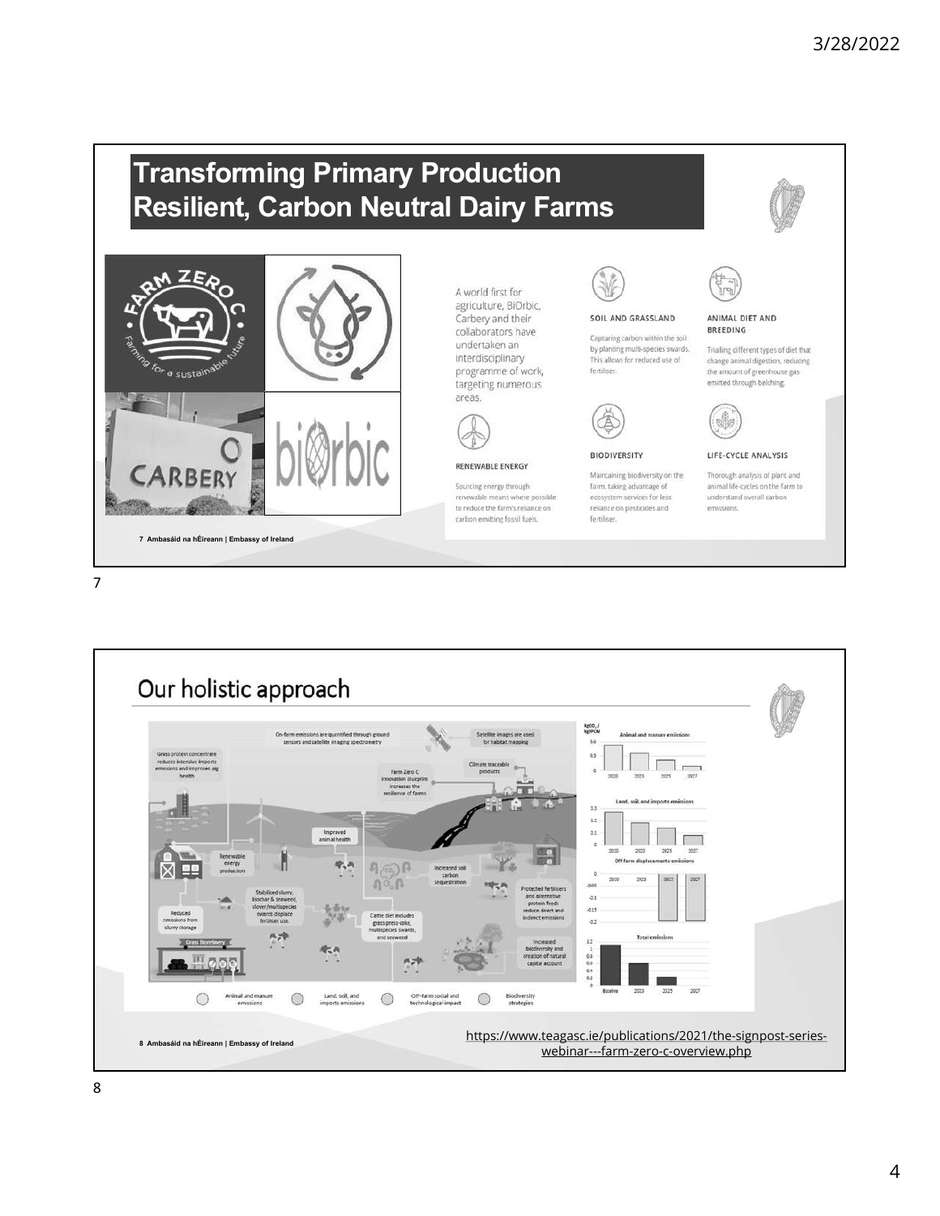## Transforming Primary Production
## Resilient, Carbon Neutral Dairy Farms

A world first for agriculture, BiOrbic, Carbery and their collaborators have undertaken an interdisciplinary programme of work, targeting numerous areas.

**SOIL AND GRASSLAND**

Capturing carbon within the soil by planting multi-species swards. This allows for reduced use of fertiliser.

**ANIMAL DIET AND BREEDING**

Trialling different types of diet that change animal digestion, reducing the amount of greenhouse gas emitted through belching.

**RENEWABLE ENERGY**

Sourcing energy through renewable means where possible to reduce the farm's reliance on carbon emitting fossil fuels.

**BIODIVERSITY**

Maintaining biodiversity on the farm, taking advantage of ecosystem services for less reliance on pesticides and fertiliser.

**LIFE-CYCLE ANALYSIS**

Thorough analysis of plant and animal life-cycles on the farm to understand overall carbon emissions.

7 Ambasáid na hÉireann | Embassy of Ireland

## Our holistic approach

8 Ambasáid na hÉireann | Embassy of Ireland

https://www.teagasc.ie/publications/2021/the-signpost-series-webinar---farm-zero-c-overview.php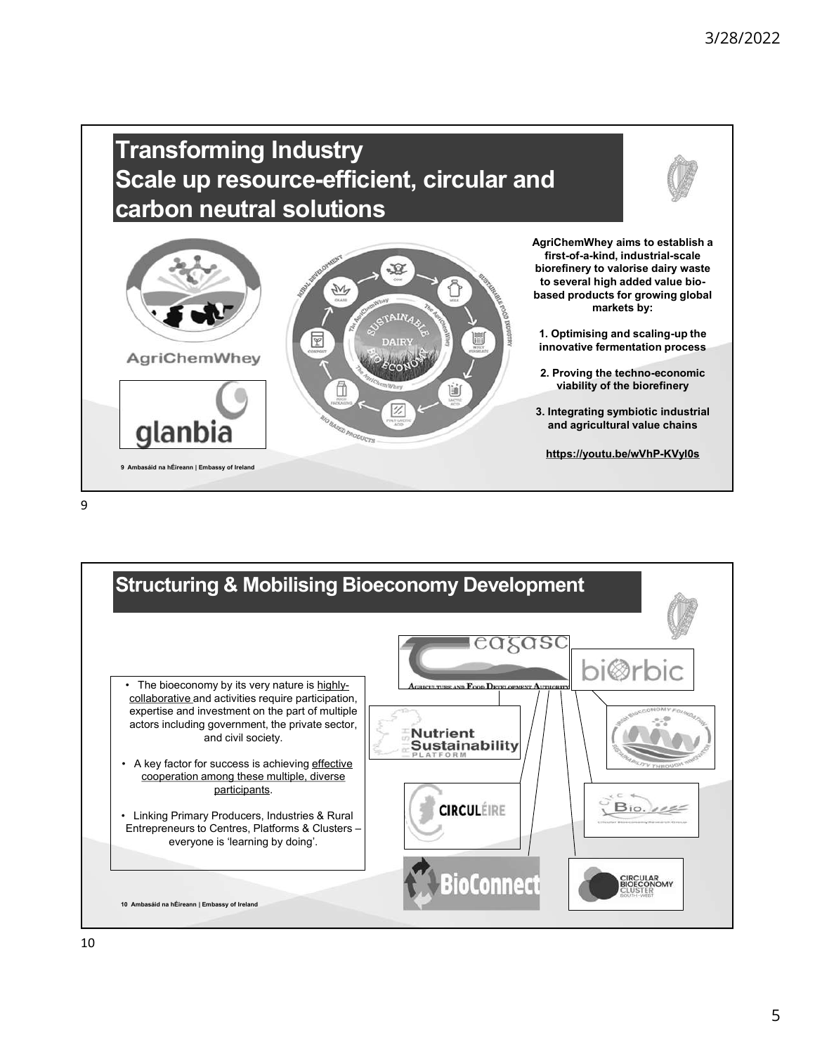## Transforming Industry
## Scale up resource-efficient, circular and carbon neutral solutions

AgriChemWhey

glanbia

**AgriChemWhey aims to establish a first-of-a-kind, industrial-scale biorefinery to valorise dairy waste to several high added value bio-based products for growing global markets by:**

**1. Optimising and scaling-up the innovative fermentation process**

**2. Proving the techno-economic viability of the biorefinery**

**3. Integrating symbiotic industrial and agricultural value chains**

**https://youtu.be/wVhP-KVyl0s**

**9 Ambasáid na hÉireann | Embassy of Ireland**

## Structuring & Mobilising Bioeconomy Development

- The bioeconomy by its very nature is highly-collaborative and activities require participation, expertise and investment on the part of multiple actors including government, the private sector, and civil society.
- A key factor for success is achieving effective cooperation among these multiple, diverse participants.
- Linking Primary Producers, Industries & Rural Entrepreneurs to Centres, Platforms & Clusters – everyone is 'learning by doing'.

teagasc – Agriculture and Food Development Authority

biorbic

Irish Nutrient Sustainability Platform

Irish Bioeconomy Foundation

CIRCULÉIRE

CircBio

BioConnect

Circular Bioeconomy Cluster South-West

**10 Ambasáid na hÉireann | Embassy of Ireland**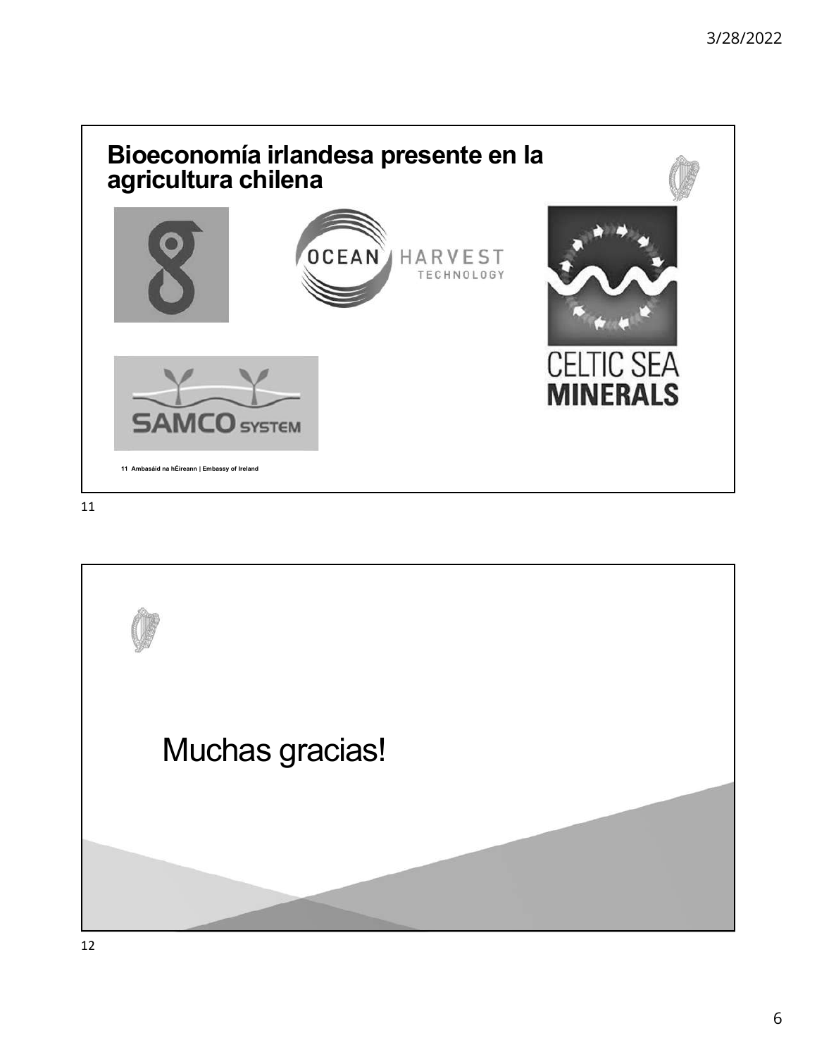## Bioeconomía irlandesa presente en la agricultura chilena

OCEAN HARVEST TECHNOLOGY

CELTIC SEA MINERALS

SAMCO SYSTEM

11 Ambasáid na hÉireann | Embassy of Ireland

Muchas gracias!